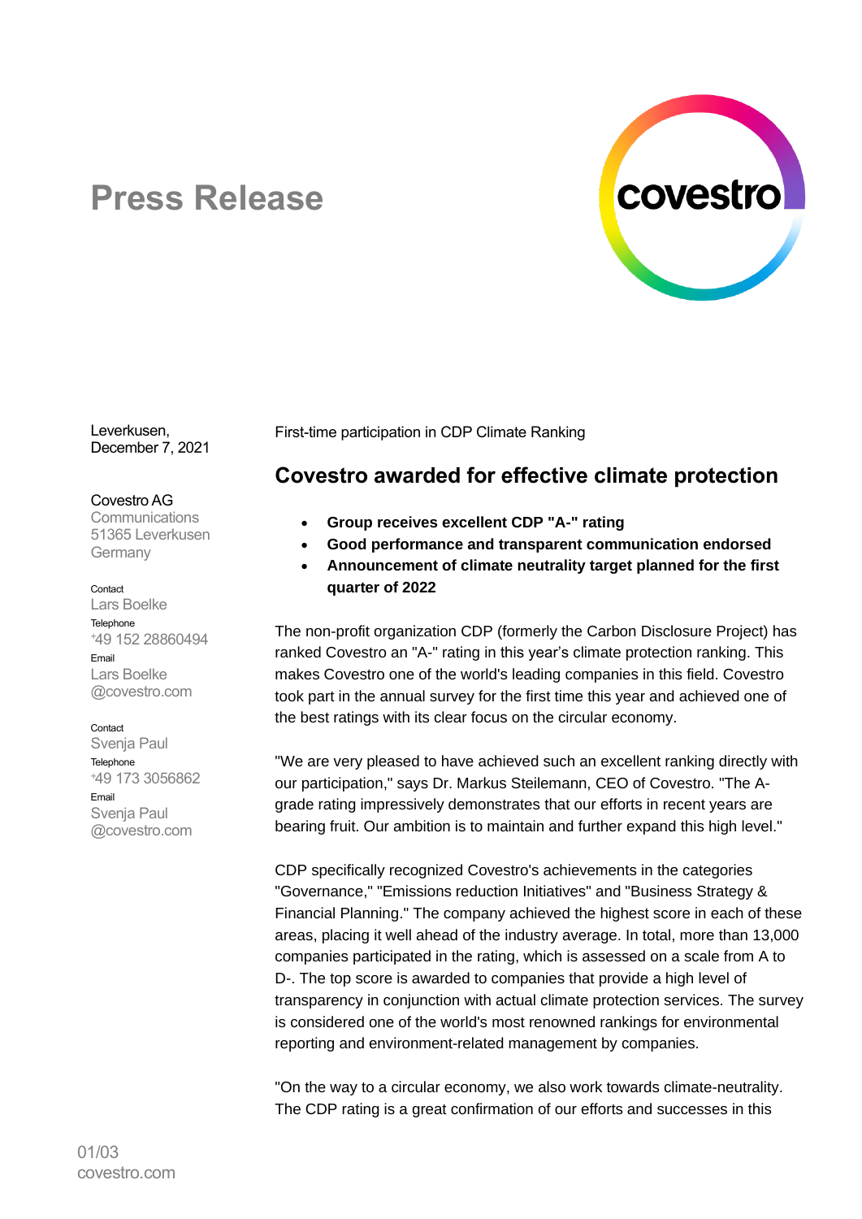# Press Release

Leverkusen,
December 7, 2021

Covestro AG
Communications
51365 Leverkusen
Germany

Contact
Lars Boelke
Telephone
+49 152 28860494
Email
Lars Boelke
@covestro.com

Contact
Svenja Paul
Telephone
+49 173 3056862
Email
Svenja Paul
@covestro.com

First-time participation in CDP Climate Ranking

## Covestro awarded for effective climate protection

- **Group receives excellent CDP "A-" rating**
- **Good performance and transparent communication endorsed**
- **Announcement of climate neutrality target planned for the first quarter of 2022**

The non-profit organization CDP (formerly the Carbon Disclosure Project) has ranked Covestro an "A-" rating in this year's climate protection ranking. This makes Covestro one of the world's leading companies in this field. Covestro took part in the annual survey for the first time this year and achieved one of the best ratings with its clear focus on the circular economy.

"We are very pleased to have achieved such an excellent ranking directly with our participation," says Dr. Markus Steilemann, CEO of Covestro. "The A-grade rating impressively demonstrates that our efforts in recent years are bearing fruit. Our ambition is to maintain and further expand this high level."

CDP specifically recognized Covestro's achievements in the categories "Governance," "Emissions reduction Initiatives" and "Business Strategy & Financial Planning." The company achieved the highest score in each of these areas, placing it well ahead of the industry average. In total, more than 13,000 companies participated in the rating, which is assessed on a scale from A to D-. The top score is awarded to companies that provide a high level of transparency in conjunction with actual climate protection services. The survey is considered one of the world's most renowned rankings for environmental reporting and environment-related management by companies.

"On the way to a circular economy, we also work towards climate-neutrality. The CDP rating is a great confirmation of our efforts and successes in this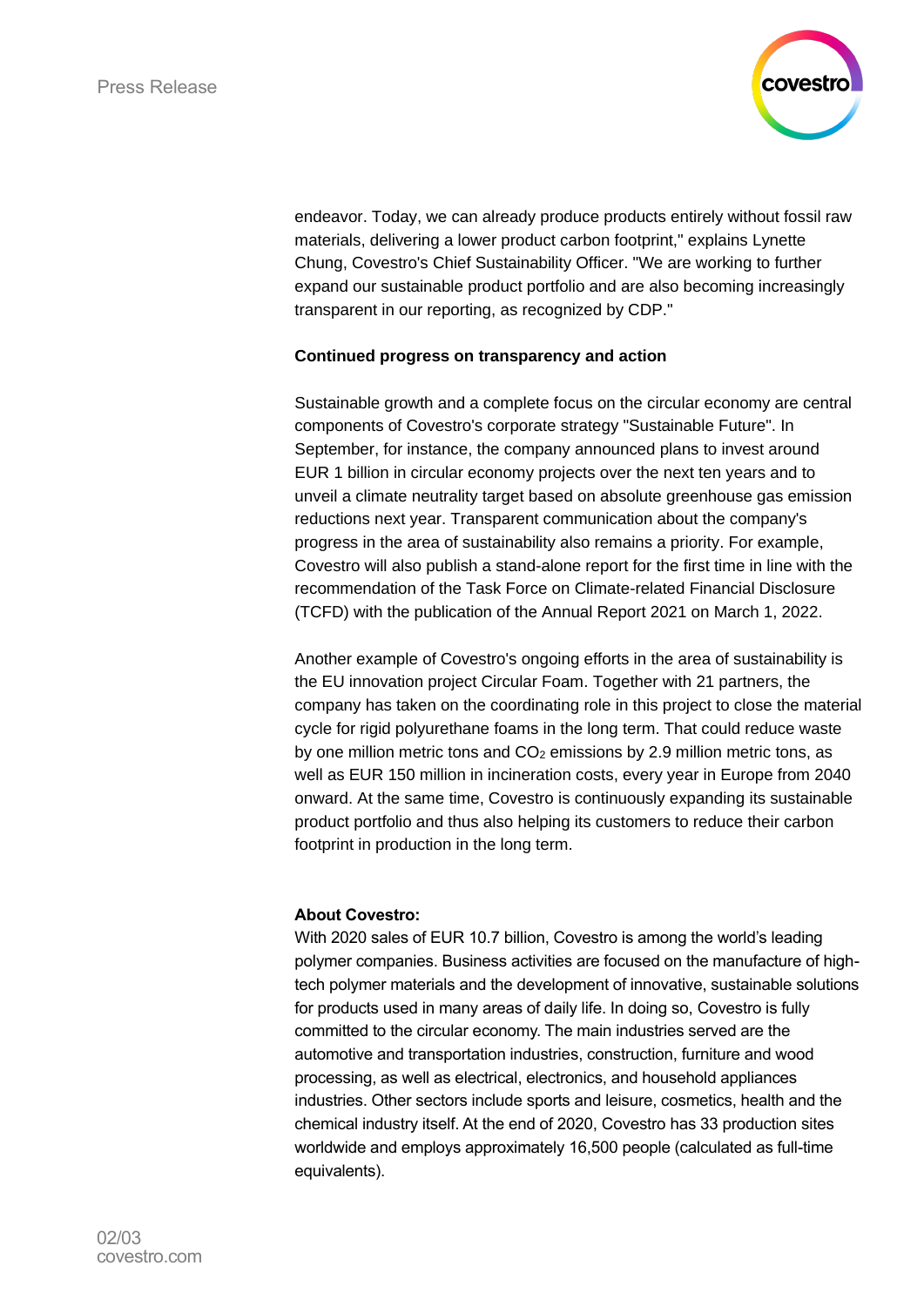endeavor. Today, we can already produce products entirely without fossil raw materials, delivering a lower product carbon footprint," explains Lynette Chung, Covestro's Chief Sustainability Officer. "We are working to further expand our sustainable product portfolio and are also becoming increasingly transparent in our reporting, as recognized by CDP."

**Continued progress on transparency and action**

Sustainable growth and a complete focus on the circular economy are central components of Covestro's corporate strategy "Sustainable Future". In September, for instance, the company announced plans to invest around EUR 1 billion in circular economy projects over the next ten years and to unveil a climate neutrality target based on absolute greenhouse gas emission reductions next year. Transparent communication about the company's progress in the area of sustainability also remains a priority. For example, Covestro will also publish a stand-alone report for the first time in line with the recommendation of the Task Force on Climate-related Financial Disclosure (TCFD) with the publication of the Annual Report 2021 on March 1, 2022.

Another example of Covestro's ongoing efforts in the area of sustainability is the EU innovation project Circular Foam. Together with 21 partners, the company has taken on the coordinating role in this project to close the material cycle for rigid polyurethane foams in the long term. That could reduce waste by one million metric tons and $CO_2$ emissions by 2.9 million metric tons, as well as EUR 150 million in incineration costs, every year in Europe from 2040 onward. At the same time, Covestro is continuously expanding its sustainable product portfolio and thus also helping its customers to reduce their carbon footprint in production in the long term.

**About Covestro:**

With 2020 sales of EUR 10.7 billion, Covestro is among the world's leading polymer companies. Business activities are focused on the manufacture of high-tech polymer materials and the development of innovative, sustainable solutions for products used in many areas of daily life. In doing so, Covestro is fully committed to the circular economy. The main industries served are the automotive and transportation industries, construction, furniture and wood processing, as well as electrical, electronics, and household appliances industries. Other sectors include sports and leisure, cosmetics, health and the chemical industry itself. At the end of 2020, Covestro has 33 production sites worldwide and employs approximately 16,500 people (calculated as full-time equivalents).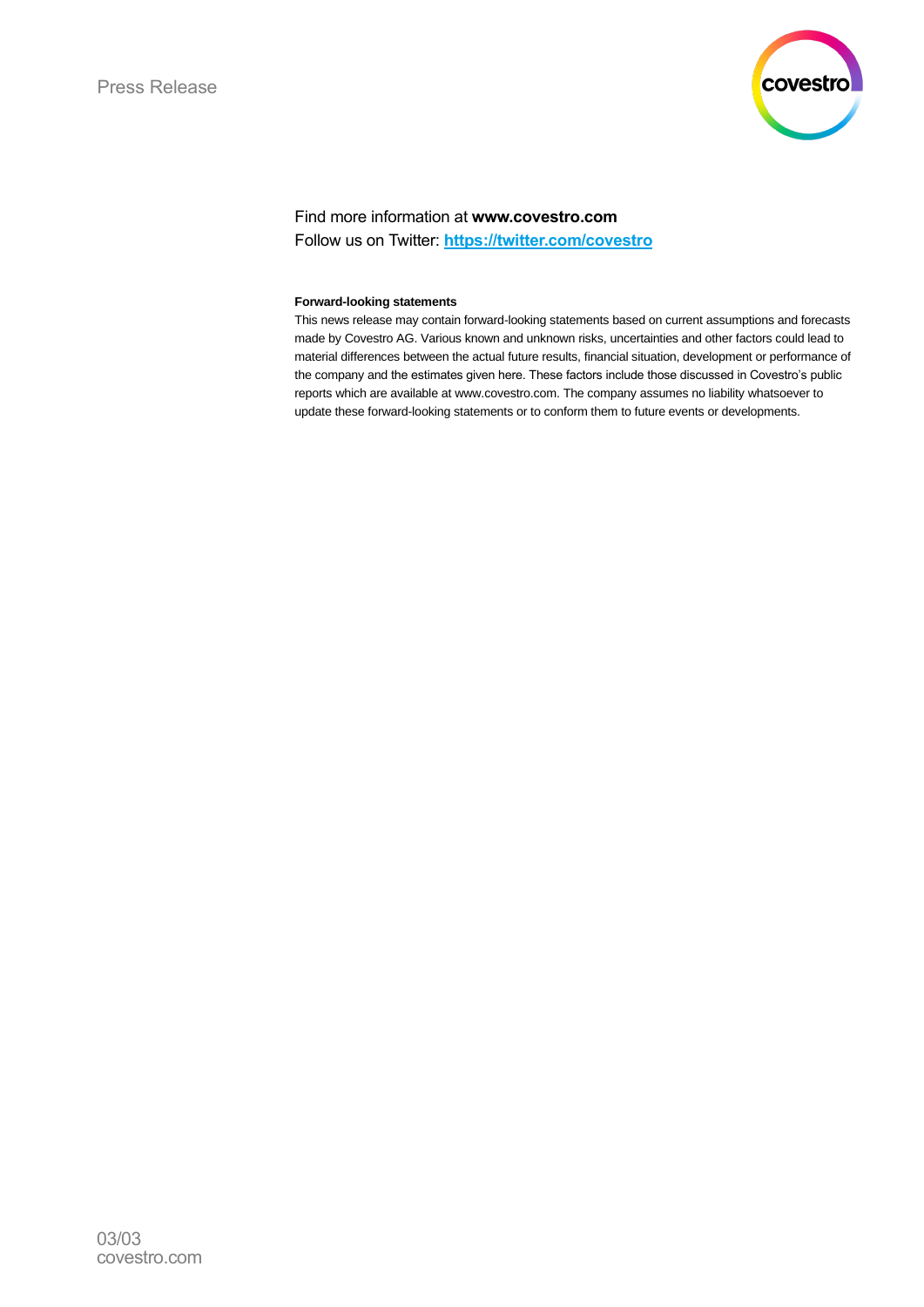Find more information at **www.covestro.com**
Follow us on Twitter: **https://twitter.com/covestro**

**Forward-looking statements**

This news release may contain forward-looking statements based on current assumptions and forecasts made by Covestro AG. Various known and unknown risks, uncertainties and other factors could lead to material differences between the actual future results, financial situation, development or performance of the company and the estimates given here. These factors include those discussed in Covestro's public reports which are available at www.covestro.com. The company assumes no liability whatsoever to update these forward-looking statements or to conform them to future events or developments.